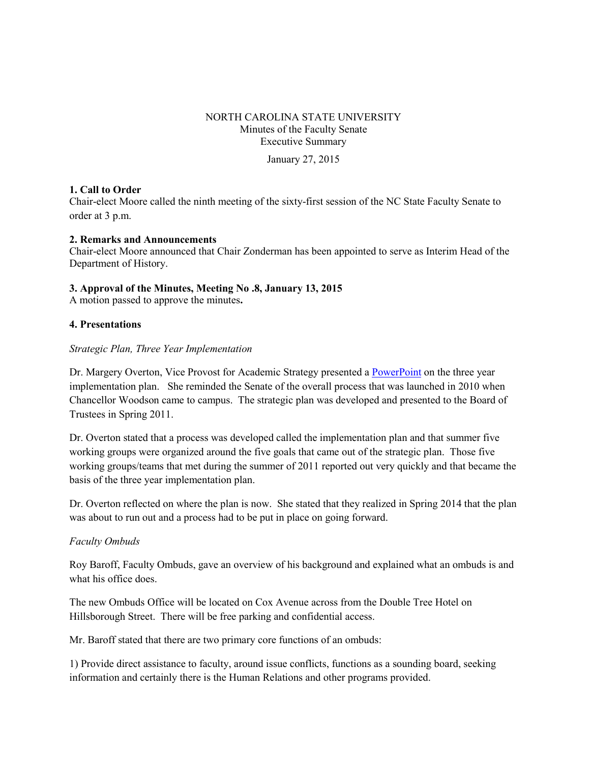NORTH CAROLINA STATE UNIVERSITY
Minutes of the Faculty Senate
Executive Summary

January 27, 2015

**1. Call to Order**
Chair-elect Moore called the ninth meeting of the sixty-first session of the NC State Faculty Senate to order at 3 p.m.

**2. Remarks and Announcements**
Chair-elect Moore announced that Chair Zonderman has been appointed to serve as Interim Head of the Department of History.

**3. Approval of the Minutes, Meeting No .8, January 13, 2015**
A motion passed to approve the minutes**.**

**4. Presentations**

*Strategic Plan, Three Year Implementation*

Dr. Margery Overton, Vice Provost for Academic Strategy presented a PowerPoint on the three year implementation plan. She reminded the Senate of the overall process that was launched in 2010 when Chancellor Woodson came to campus. The strategic plan was developed and presented to the Board of Trustees in Spring 2011.

Dr. Overton stated that a process was developed called the implementation plan and that summer five working groups were organized around the five goals that came out of the strategic plan. Those five working groups/teams that met during the summer of 2011 reported out very quickly and that became the basis of the three year implementation plan.

Dr. Overton reflected on where the plan is now. She stated that they realized in Spring 2014 that the plan was about to run out and a process had to be put in place on going forward.

*Faculty Ombuds*

Roy Baroff, Faculty Ombuds, gave an overview of his background and explained what an ombuds is and what his office does.

The new Ombuds Office will be located on Cox Avenue across from the Double Tree Hotel on Hillsborough Street. There will be free parking and confidential access.

Mr. Baroff stated that there are two primary core functions of an ombuds:

1) Provide direct assistance to faculty, around issue conflicts, functions as a sounding board, seeking information and certainly there is the Human Relations and other programs provided.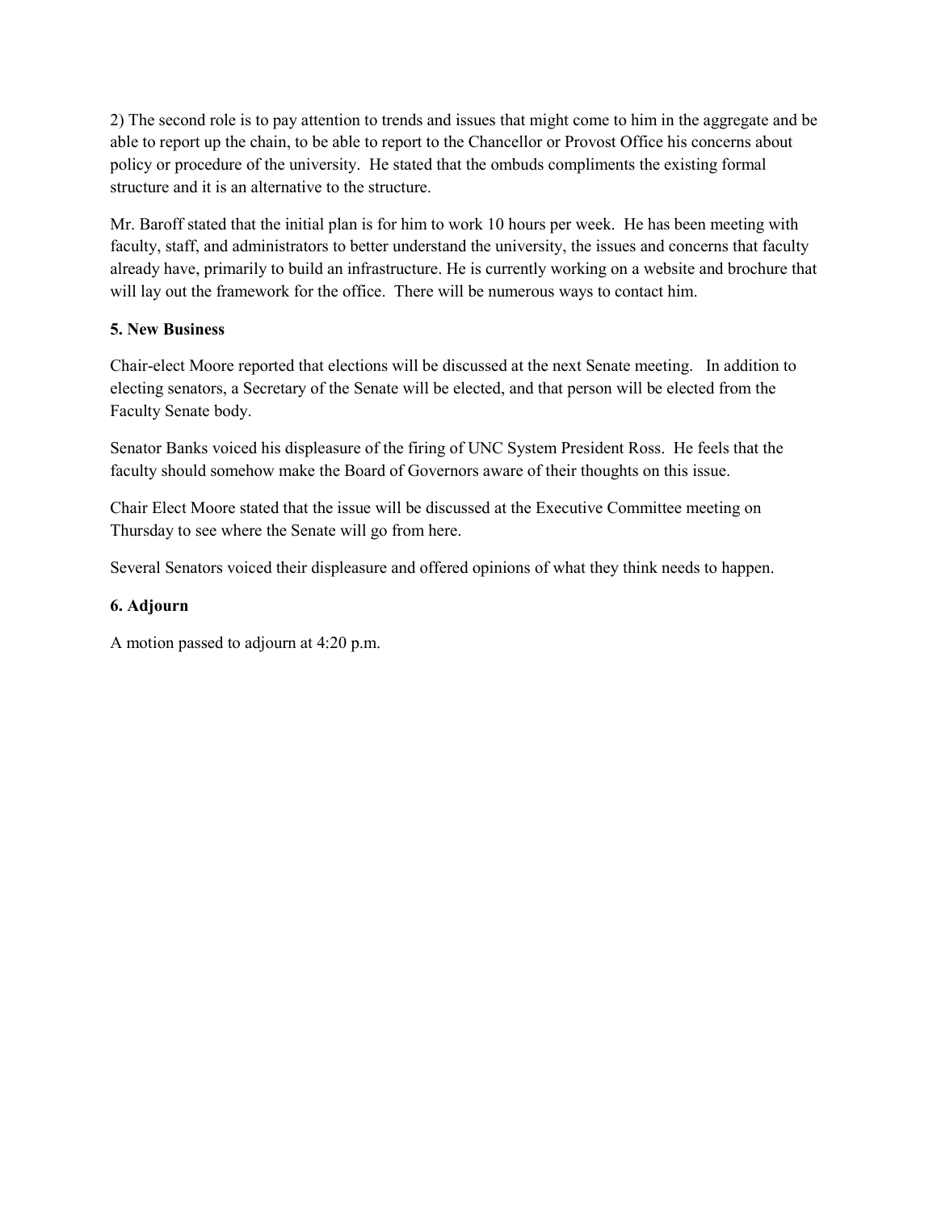2) The second role is to pay attention to trends and issues that might come to him in the aggregate and be able to report up the chain, to be able to report to the Chancellor or Provost Office his concerns about policy or procedure of the university. He stated that the ombuds compliments the existing formal structure and it is an alternative to the structure.

Mr. Baroff stated that the initial plan is for him to work 10 hours per week. He has been meeting with faculty, staff, and administrators to better understand the university, the issues and concerns that faculty already have, primarily to build an infrastructure. He is currently working on a website and brochure that will lay out the framework for the office. There will be numerous ways to contact him.

**5. New Business**

Chair-elect Moore reported that elections will be discussed at the next Senate meeting. In addition to electing senators, a Secretary of the Senate will be elected, and that person will be elected from the Faculty Senate body.

Senator Banks voiced his displeasure of the firing of UNC System President Ross. He feels that the faculty should somehow make the Board of Governors aware of their thoughts on this issue.

Chair Elect Moore stated that the issue will be discussed at the Executive Committee meeting on Thursday to see where the Senate will go from here.

Several Senators voiced their displeasure and offered opinions of what they think needs to happen.

**6. Adjourn**

A motion passed to adjourn at 4:20 p.m.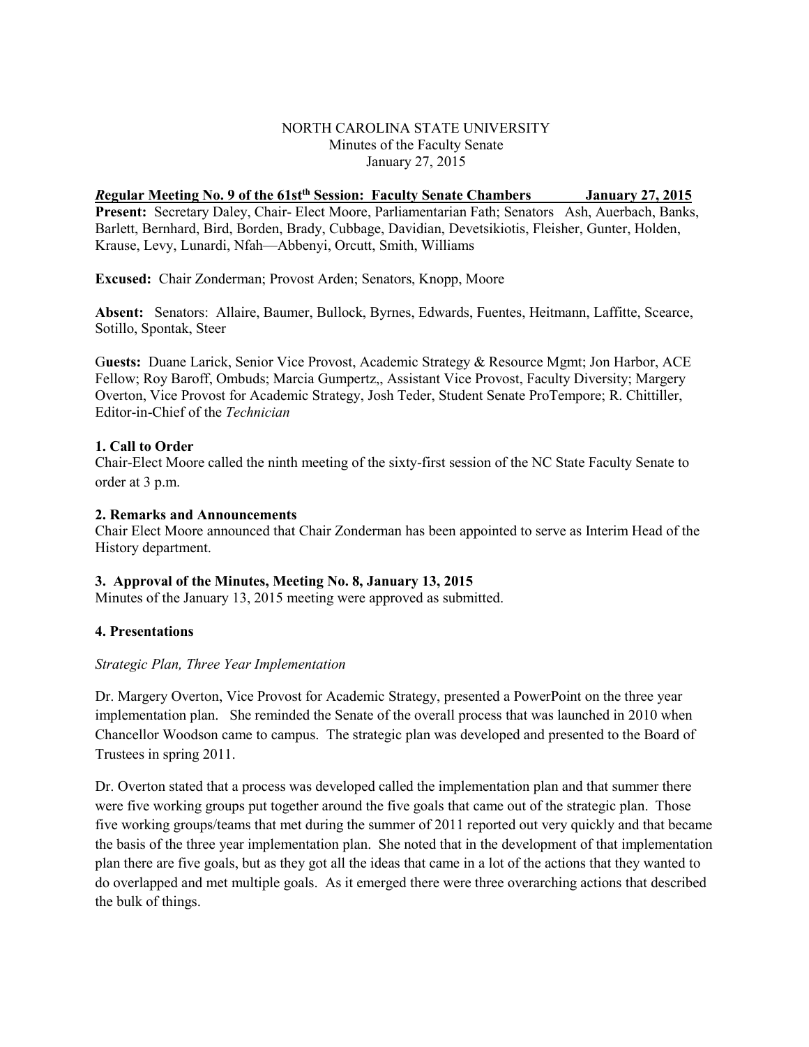NORTH CAROLINA STATE UNIVERSITY
Minutes of the Faculty Senate
January 27, 2015

***R*egular Meeting No. 9 of the 61st[th] Session: Faculty Senate Chambers January 27, 2015**

**Present:** Secretary Daley, Chair- Elect Moore, Parliamentarian Fath; Senators Ash, Auerbach, Banks, Barlett, Bernhard, Bird, Borden, Brady, Cubbage, Davidian, Devetsikiotis, Fleisher, Gunter, Holden, Krause, Levy, Lunardi, Nfah—Abbenyi, Orcutt, Smith, Williams

**Excused:** Chair Zonderman; Provost Arden; Senators, Knopp, Moore

**Absent:** Senators: Allaire, Baumer, Bullock, Byrnes, Edwards, Fuentes, Heitmann, Laffitte, Scearce, Sotillo, Spontak, Steer

G**uests:** Duane Larick, Senior Vice Provost, Academic Strategy & Resource Mgmt; Jon Harbor, ACE Fellow; Roy Baroff, Ombuds; Marcia Gumpertz,, Assistant Vice Provost, Faculty Diversity; Margery Overton, Vice Provost for Academic Strategy, Josh Teder, Student Senate ProTempore; R. Chittiller, Editor-in-Chief of the *Technician*

**1. Call to Order**

Chair-Elect Moore called the ninth meeting of the sixty-first session of the NC State Faculty Senate to order at 3 p.m.

**2. Remarks and Announcements**

Chair Elect Moore announced that Chair Zonderman has been appointed to serve as Interim Head of the History department.

**3. Approval of the Minutes, Meeting No. 8, January 13, 2015**

Minutes of the January 13, 2015 meeting were approved as submitted.

**4. Presentations**

*Strategic Plan, Three Year Implementation*

Dr. Margery Overton, Vice Provost for Academic Strategy, presented a PowerPoint on the three year implementation plan. She reminded the Senate of the overall process that was launched in 2010 when Chancellor Woodson came to campus. The strategic plan was developed and presented to the Board of Trustees in spring 2011.

Dr. Overton stated that a process was developed called the implementation plan and that summer there were five working groups put together around the five goals that came out of the strategic plan. Those five working groups/teams that met during the summer of 2011 reported out very quickly and that became the basis of the three year implementation plan. She noted that in the development of that implementation plan there are five goals, but as they got all the ideas that came in a lot of the actions that they wanted to do overlapped and met multiple goals. As it emerged there were three overarching actions that described the bulk of things.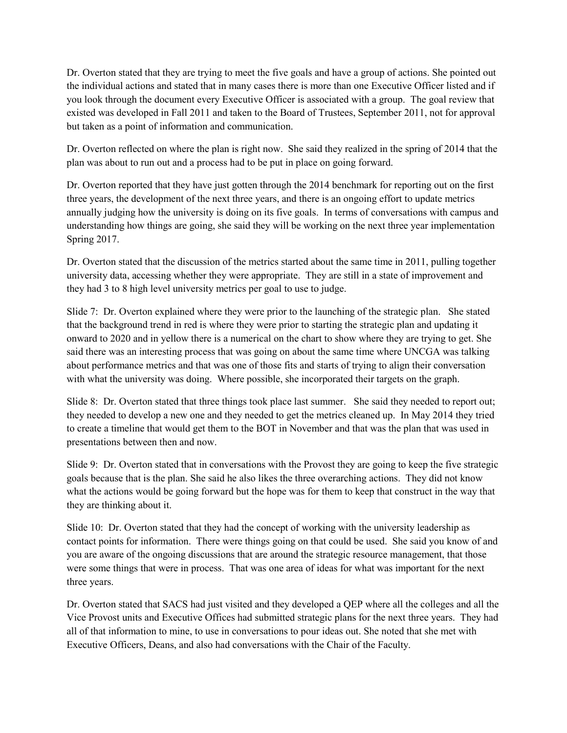Dr. Overton stated that they are trying to meet the five goals and have a group of actions. She pointed out the individual actions and stated that in many cases there is more than one Executive Officer listed and if you look through the document every Executive Officer is associated with a group. The goal review that existed was developed in Fall 2011 and taken to the Board of Trustees, September 2011, not for approval but taken as a point of information and communication.

Dr. Overton reflected on where the plan is right now. She said they realized in the spring of 2014 that the plan was about to run out and a process had to be put in place on going forward.

Dr. Overton reported that they have just gotten through the 2014 benchmark for reporting out on the first three years, the development of the next three years, and there is an ongoing effort to update metrics annually judging how the university is doing on its five goals. In terms of conversations with campus and understanding how things are going, she said they will be working on the next three year implementation Spring 2017.

Dr. Overton stated that the discussion of the metrics started about the same time in 2011, pulling together university data, accessing whether they were appropriate. They are still in a state of improvement and they had 3 to 8 high level university metrics per goal to use to judge.

Slide 7: Dr. Overton explained where they were prior to the launching of the strategic plan. She stated that the background trend in red is where they were prior to starting the strategic plan and updating it onward to 2020 and in yellow there is a numerical on the chart to show where they are trying to get. She said there was an interesting process that was going on about the same time where UNCGA was talking about performance metrics and that was one of those fits and starts of trying to align their conversation with what the university was doing. Where possible, she incorporated their targets on the graph.

Slide 8: Dr. Overton stated that three things took place last summer. She said they needed to report out; they needed to develop a new one and they needed to get the metrics cleaned up. In May 2014 they tried to create a timeline that would get them to the BOT in November and that was the plan that was used in presentations between then and now.

Slide 9: Dr. Overton stated that in conversations with the Provost they are going to keep the five strategic goals because that is the plan. She said he also likes the three overarching actions. They did not know what the actions would be going forward but the hope was for them to keep that construct in the way that they are thinking about it.

Slide 10: Dr. Overton stated that they had the concept of working with the university leadership as contact points for information. There were things going on that could be used. She said you know of and you are aware of the ongoing discussions that are around the strategic resource management, that those were some things that were in process. That was one area of ideas for what was important for the next three years.

Dr. Overton stated that SACS had just visited and they developed a QEP where all the colleges and all the Vice Provost units and Executive Offices had submitted strategic plans for the next three years. They had all of that information to mine, to use in conversations to pour ideas out. She noted that she met with Executive Officers, Deans, and also had conversations with the Chair of the Faculty.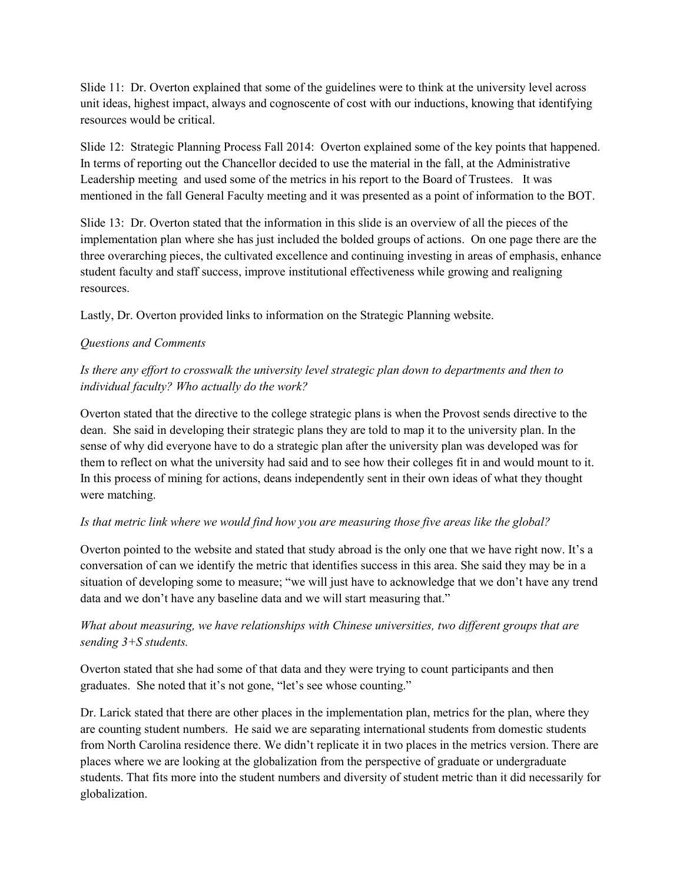Slide 11: Dr. Overton explained that some of the guidelines were to think at the university level across unit ideas, highest impact, always and cognoscente of cost with our inductions, knowing that identifying resources would be critical.

Slide 12: Strategic Planning Process Fall 2014: Overton explained some of the key points that happened. In terms of reporting out the Chancellor decided to use the material in the fall, at the Administrative Leadership meeting and used some of the metrics in his report to the Board of Trustees. It was mentioned in the fall General Faculty meeting and it was presented as a point of information to the BOT.

Slide 13: Dr. Overton stated that the information in this slide is an overview of all the pieces of the implementation plan where she has just included the bolded groups of actions. On one page there are the three overarching pieces, the cultivated excellence and continuing investing in areas of emphasis, enhance student faculty and staff success, improve institutional effectiveness while growing and realigning resources.

Lastly, Dr. Overton provided links to information on the Strategic Planning website.

*Questions and Comments*

*Is there any effort to crosswalk the university level strategic plan down to departments and then to individual faculty? Who actually do the work?*

Overton stated that the directive to the college strategic plans is when the Provost sends directive to the dean. She said in developing their strategic plans they are told to map it to the university plan. In the sense of why did everyone have to do a strategic plan after the university plan was developed was for them to reflect on what the university had said and to see how their colleges fit in and would mount to it. In this process of mining for actions, deans independently sent in their own ideas of what they thought were matching.

*Is that metric link where we would find how you are measuring those five areas like the global?*

Overton pointed to the website and stated that study abroad is the only one that we have right now. It's a conversation of can we identify the metric that identifies success in this area. She said they may be in a situation of developing some to measure; "we will just have to acknowledge that we don't have any trend data and we don't have any baseline data and we will start measuring that."

*What about measuring, we have relationships with Chinese universities, two different groups that are sending 3+S students.*

Overton stated that she had some of that data and they were trying to count participants and then graduates. She noted that it's not gone, "let's see whose counting."

Dr. Larick stated that there are other places in the implementation plan, metrics for the plan, where they are counting student numbers. He said we are separating international students from domestic students from North Carolina residence there. We didn't replicate it in two places in the metrics version. There are places where we are looking at the globalization from the perspective of graduate or undergraduate students. That fits more into the student numbers and diversity of student metric than it did necessarily for globalization.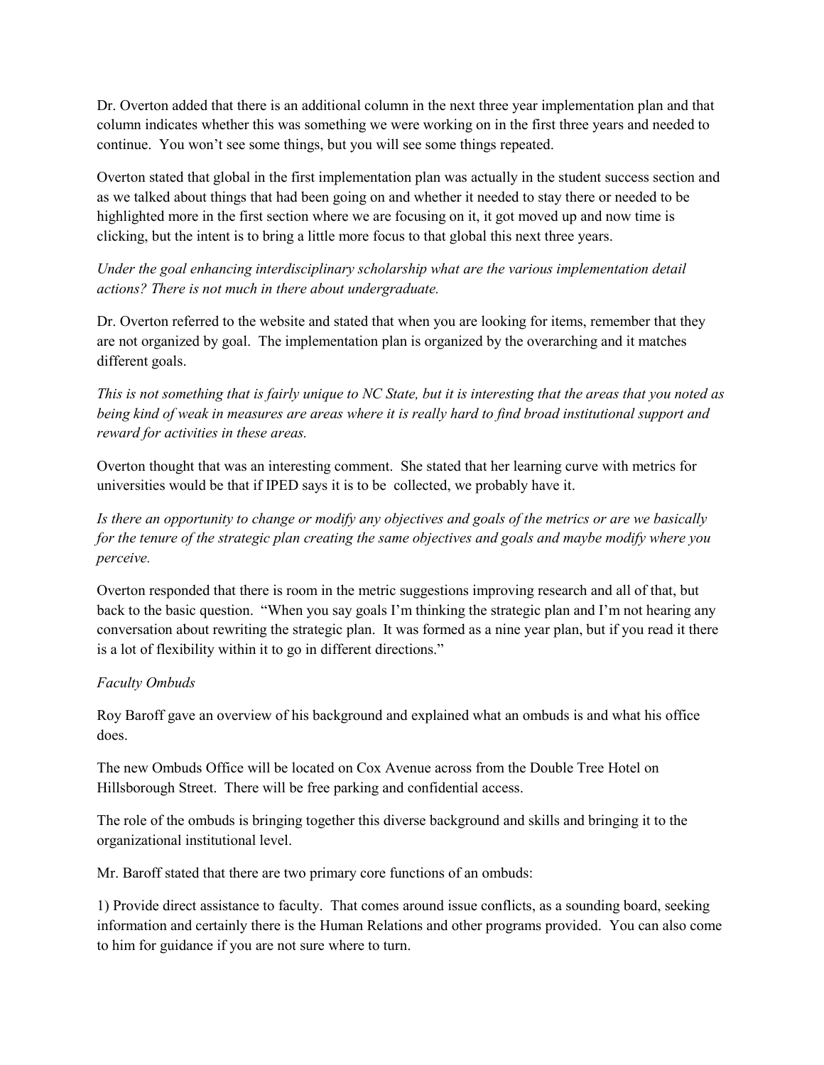Dr. Overton added that there is an additional column in the next three year implementation plan and that column indicates whether this was something we were working on in the first three years and needed to continue. You won't see some things, but you will see some things repeated.

Overton stated that global in the first implementation plan was actually in the student success section and as we talked about things that had been going on and whether it needed to stay there or needed to be highlighted more in the first section where we are focusing on it, it got moved up and now time is clicking, but the intent is to bring a little more focus to that global this next three years.

*Under the goal enhancing interdisciplinary scholarship what are the various implementation detail actions? There is not much in there about undergraduate.*

Dr. Overton referred to the website and stated that when you are looking for items, remember that they are not organized by goal. The implementation plan is organized by the overarching and it matches different goals.

*This is not something that is fairly unique to NC State, but it is interesting that the areas that you noted as being kind of weak in measures are areas where it is really hard to find broad institutional support and reward for activities in these areas.*

Overton thought that was an interesting comment. She stated that her learning curve with metrics for universities would be that if IPED says it is to be collected, we probably have it.

*Is there an opportunity to change or modify any objectives and goals of the metrics or are we basically for the tenure of the strategic plan creating the same objectives and goals and maybe modify where you perceive.*

Overton responded that there is room in the metric suggestions improving research and all of that, but back to the basic question. "When you say goals I'm thinking the strategic plan and I'm not hearing any conversation about rewriting the strategic plan. It was formed as a nine year plan, but if you read it there is a lot of flexibility within it to go in different directions."

*Faculty Ombuds*

Roy Baroff gave an overview of his background and explained what an ombuds is and what his office does.

The new Ombuds Office will be located on Cox Avenue across from the Double Tree Hotel on Hillsborough Street. There will be free parking and confidential access.

The role of the ombuds is bringing together this diverse background and skills and bringing it to the organizational institutional level.

Mr. Baroff stated that there are two primary core functions of an ombuds:

1) Provide direct assistance to faculty. That comes around issue conflicts, as a sounding board, seeking information and certainly there is the Human Relations and other programs provided. You can also come to him for guidance if you are not sure where to turn.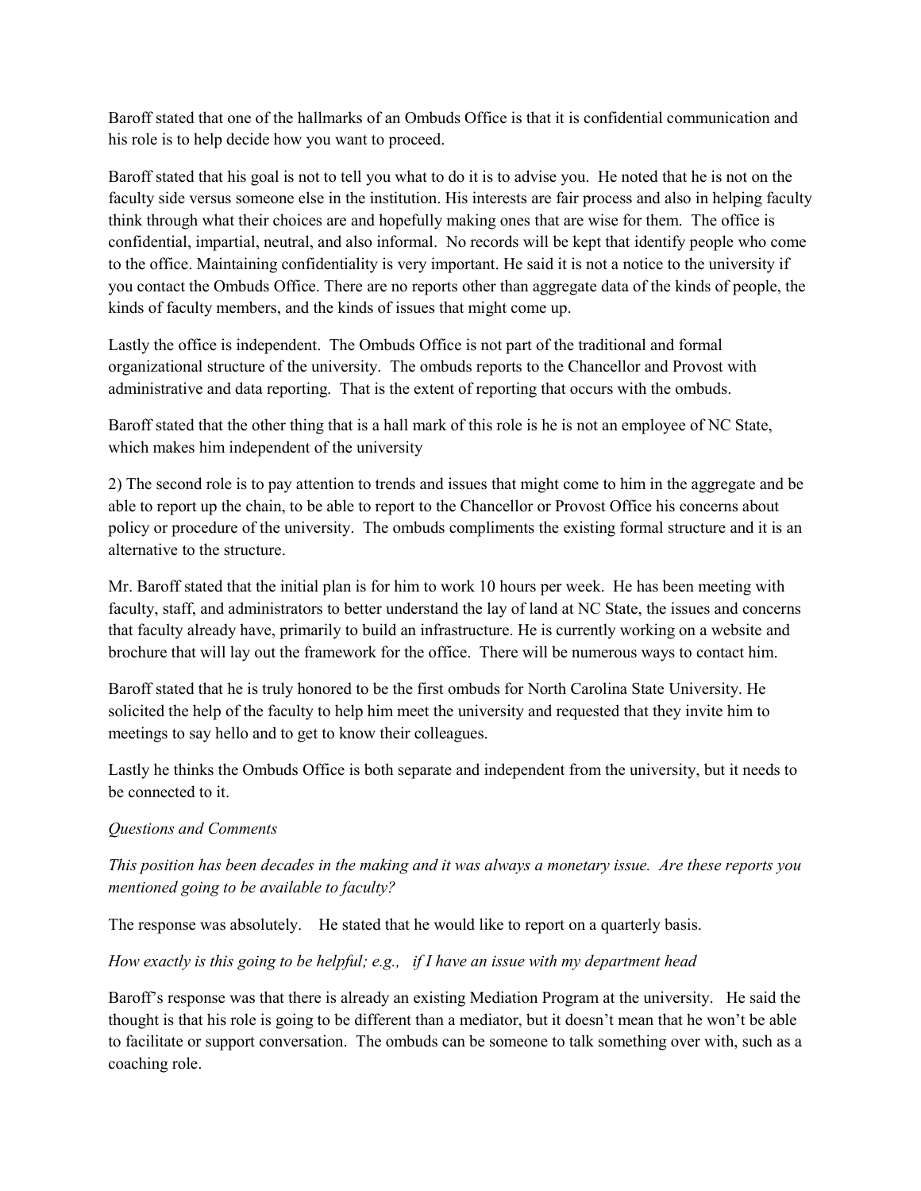Baroff stated that one of the hallmarks of an Ombuds Office is that it is confidential communication and his role is to help decide how you want to proceed.

Baroff stated that his goal is not to tell you what to do it is to advise you. He noted that he is not on the faculty side versus someone else in the institution. His interests are fair process and also in helping faculty think through what their choices are and hopefully making ones that are wise for them. The office is confidential, impartial, neutral, and also informal. No records will be kept that identify people who come to the office. Maintaining confidentiality is very important. He said it is not a notice to the university if you contact the Ombuds Office. There are no reports other than aggregate data of the kinds of people, the kinds of faculty members, and the kinds of issues that might come up.

Lastly the office is independent. The Ombuds Office is not part of the traditional and formal organizational structure of the university. The ombuds reports to the Chancellor and Provost with administrative and data reporting. That is the extent of reporting that occurs with the ombuds.

Baroff stated that the other thing that is a hall mark of this role is he is not an employee of NC State, which makes him independent of the university

2) The second role is to pay attention to trends and issues that might come to him in the aggregate and be able to report up the chain, to be able to report to the Chancellor or Provost Office his concerns about policy or procedure of the university. The ombuds compliments the existing formal structure and it is an alternative to the structure.

Mr. Baroff stated that the initial plan is for him to work 10 hours per week. He has been meeting with faculty, staff, and administrators to better understand the lay of land at NC State, the issues and concerns that faculty already have, primarily to build an infrastructure. He is currently working on a website and brochure that will lay out the framework for the office. There will be numerous ways to contact him.

Baroff stated that he is truly honored to be the first ombuds for North Carolina State University. He solicited the help of the faculty to help him meet the university and requested that they invite him to meetings to say hello and to get to know their colleagues.

Lastly he thinks the Ombuds Office is both separate and independent from the university, but it needs to be connected to it.

*Questions and Comments*

*This position has been decades in the making and it was always a monetary issue. Are these reports you mentioned going to be available to faculty?*

The response was absolutely. He stated that he would like to report on a quarterly basis.

*How exactly is this going to be helpful; e.g., if I have an issue with my department head*

Baroff's response was that there is already an existing Mediation Program at the university. He said the thought is that his role is going to be different than a mediator, but it doesn't mean that he won't be able to facilitate or support conversation. The ombuds can be someone to talk something over with, such as a coaching role.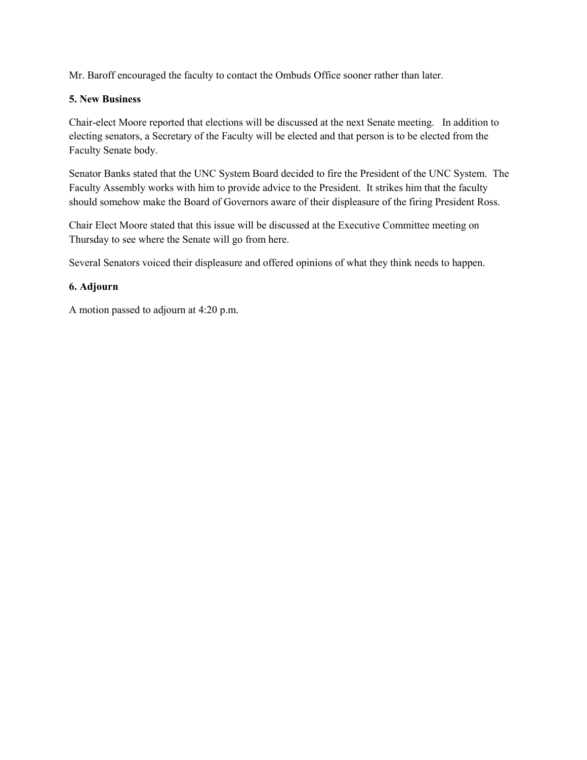Mr. Baroff encouraged the faculty to contact the Ombuds Office sooner rather than later.

**5. New Business**

Chair-elect Moore reported that elections will be discussed at the next Senate meeting. In addition to electing senators, a Secretary of the Faculty will be elected and that person is to be elected from the Faculty Senate body.

Senator Banks stated that the UNC System Board decided to fire the President of the UNC System. The Faculty Assembly works with him to provide advice to the President. It strikes him that the faculty should somehow make the Board of Governors aware of their displeasure of the firing President Ross.

Chair Elect Moore stated that this issue will be discussed at the Executive Committee meeting on Thursday to see where the Senate will go from here.

Several Senators voiced their displeasure and offered opinions of what they think needs to happen.

**6. Adjourn**

A motion passed to adjourn at 4:20 p.m.